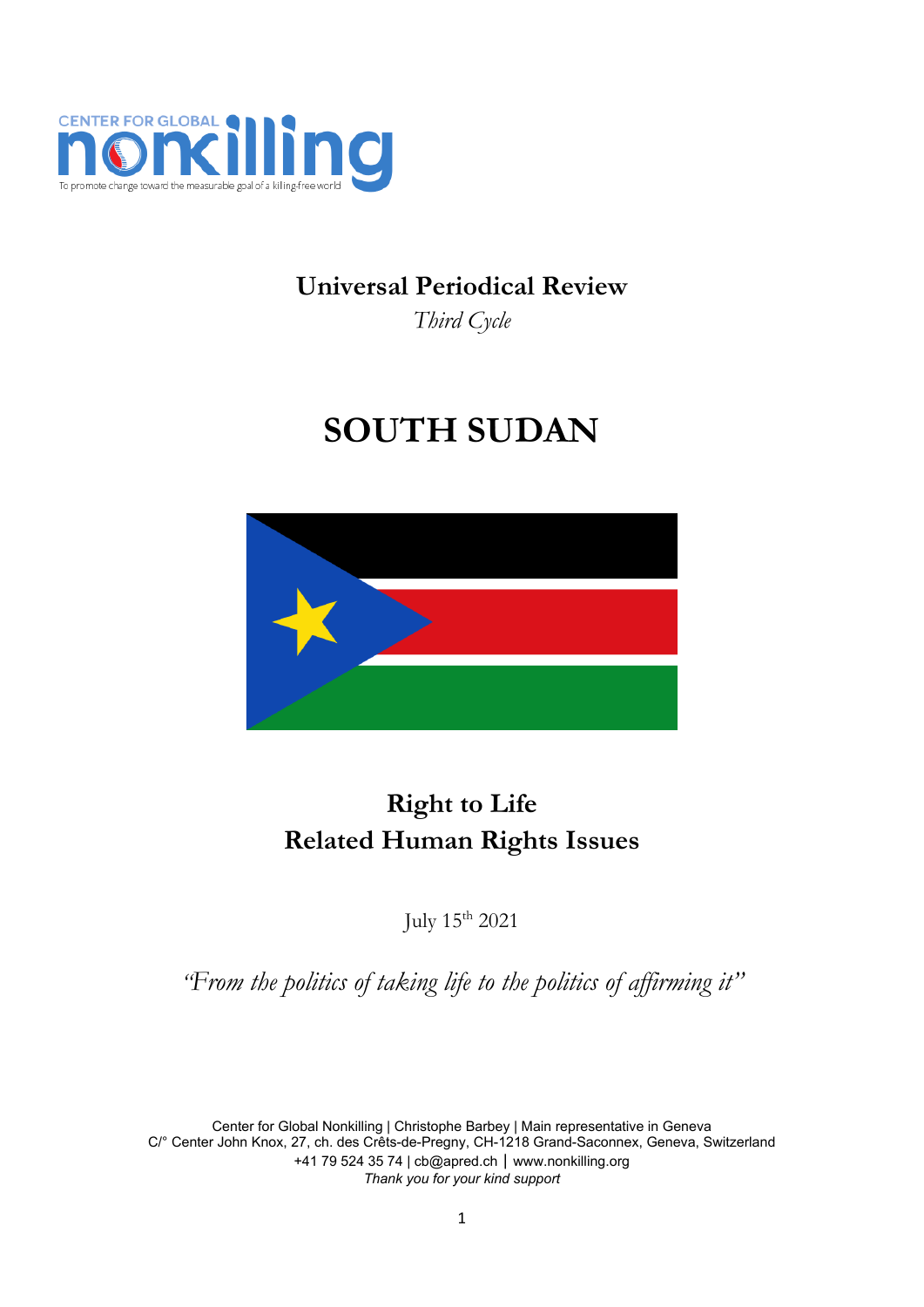CENTER FOR GLOBAL **nonkilling**

To promote change toward the measurable goal of a killing-free world

## Universal Periodical Review

*Third Cycle*

# SOUTH SUDAN

## Right to Life
## Related Human Rights Issues

July 15th 2021

*"From the politics of taking life to the politics of affirming it"*

Center for Global Nonkilling | Christophe Barbey | Main representative in Geneva
C/° Center John Knox, 27, ch. des Crêts-de-Pregny, CH-1218 Grand-Saconnex, Geneva, Switzerland
+41 79 524 35 74 | cb@apred.ch | www.nonkilling.org
*Thank you for your kind support*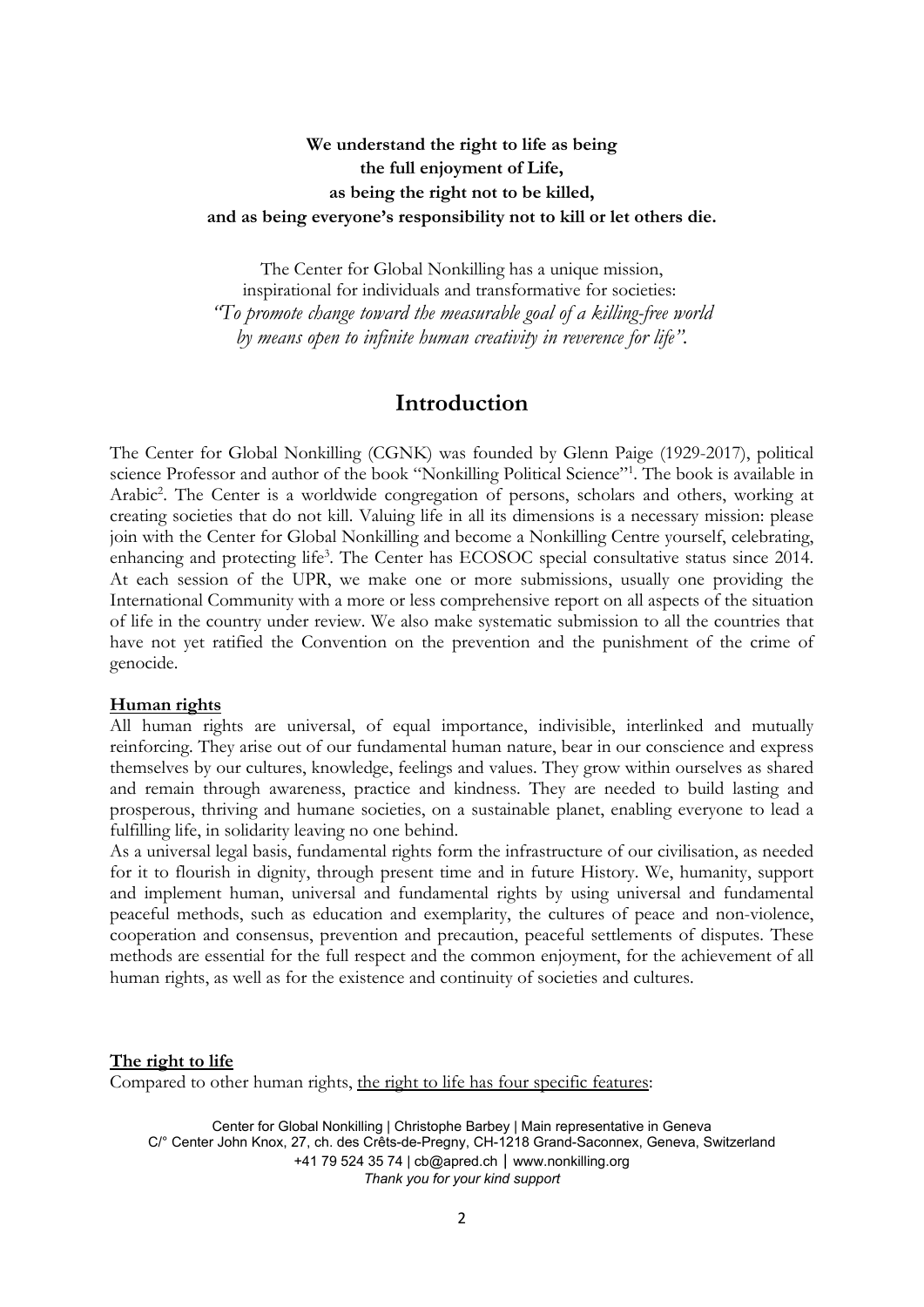**We understand the right to life as being**
**the full enjoyment of Life,**
**as being the right not to be killed,**
**and as being everyone's responsibility not to kill or let others die.**

The Center for Global Nonkilling has a unique mission,
inspirational for individuals and transformative for societies:
*"To promote change toward the measurable goal of a killing-free world*
*by means open to infinite human creativity in reverence for life".*

## Introduction

The Center for Global Nonkilling (CGNK) was founded by Glenn Paige (1929-2017), political science Professor and author of the book "Nonkilling Political Science"[1]. The book is available in Arabic[2]. The Center is a worldwide congregation of persons, scholars and others, working at creating societies that do not kill. Valuing life in all its dimensions is a necessary mission: please join with the Center for Global Nonkilling and become a Nonkilling Centre yourself, celebrating, enhancing and protecting life[3]. The Center has ECOSOC special consultative status since 2014. At each session of the UPR, we make one or more submissions, usually one providing the International Community with a more or less comprehensive report on all aspects of the situation of life in the country under review. We also make systematic submission to all the countries that have not yet ratified the Convention on the prevention and the punishment of the crime of genocide.

### **Human rights**

All human rights are universal, of equal importance, indivisible, interlinked and mutually reinforcing. They arise out of our fundamental human nature, bear in our conscience and express themselves by our cultures, knowledge, feelings and values. They grow within ourselves as shared and remain through awareness, practice and kindness. They are needed to build lasting and prosperous, thriving and humane societies, on a sustainable planet, enabling everyone to lead a fulfilling life, in solidarity leaving no one behind.

As a universal legal basis, fundamental rights form the infrastructure of our civilisation, as needed for it to flourish in dignity, through present time and in future History. We, humanity, support and implement human, universal and fundamental rights by using universal and fundamental peaceful methods, such as education and exemplarity, the cultures of peace and non-violence, cooperation and consensus, prevention and precaution, peaceful settlements of disputes. These methods are essential for the full respect and the common enjoyment, for the achievement of all human rights, as well as for the existence and continuity of societies and cultures.

### **The right to life**

Compared to other human rights, the right to life has four specific features: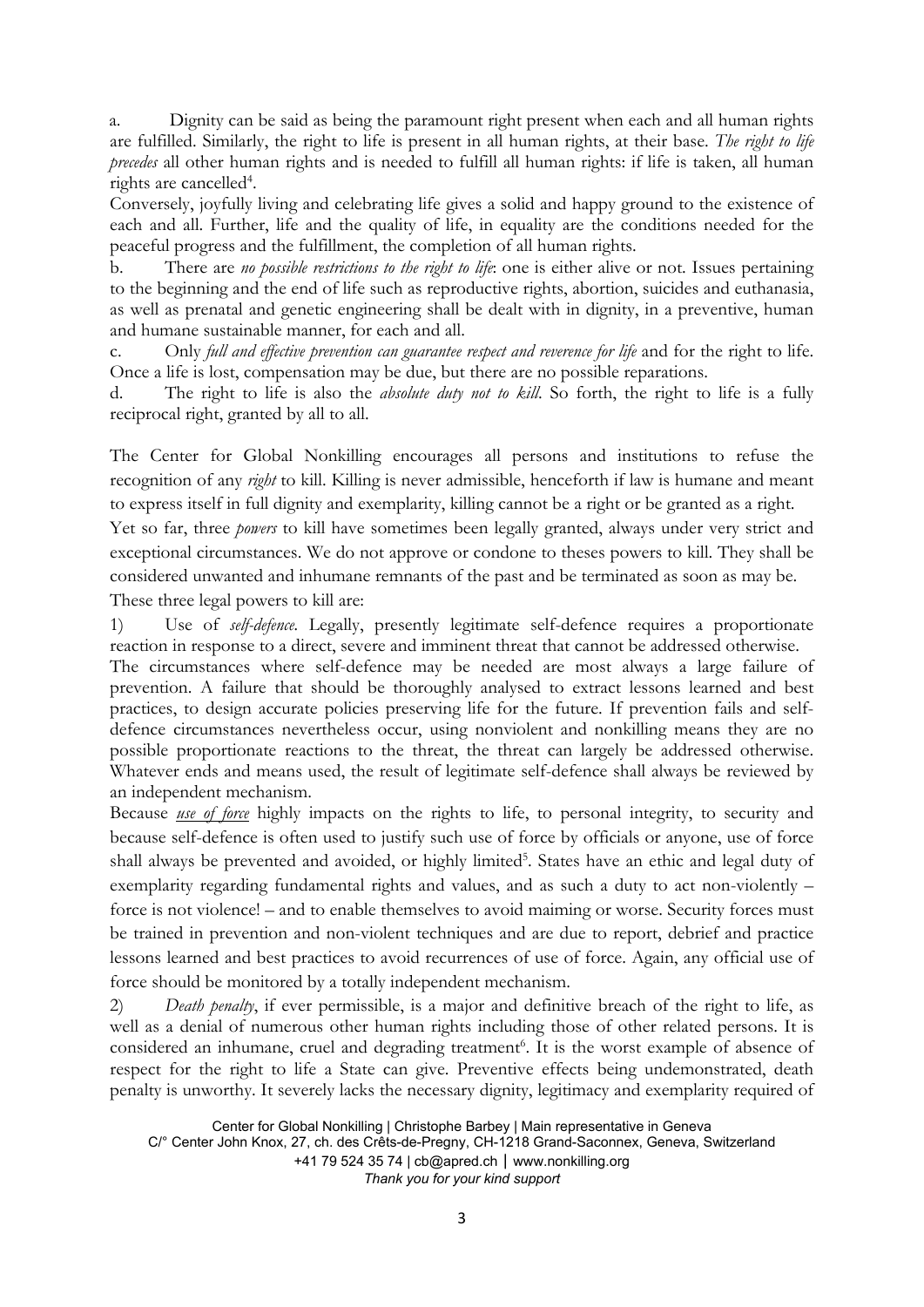a. Dignity can be said as being the paramount right present when each and all human rights are fulfilled. Similarly, the right to life is present in all human rights, at their base. *The right to life precedes* all other human rights and is needed to fulfill all human rights: if life is taken, all human rights are cancelled[4].

Conversely, joyfully living and celebrating life gives a solid and happy ground to the existence of each and all. Further, life and the quality of life, in equality are the conditions needed for the peaceful progress and the fulfillment, the completion of all human rights.

b. There are *no possible restrictions to the right to life*: one is either alive or not. Issues pertaining to the beginning and the end of life such as reproductive rights, abortion, suicides and euthanasia, as well as prenatal and genetic engineering shall be dealt with in dignity, in a preventive, human and humane sustainable manner, for each and all.

c. Only *full and effective prevention can guarantee respect and reverence for life* and for the right to life. Once a life is lost, compensation may be due, but there are no possible reparations.

d. The right to life is also the *absolute duty not to kill*. So forth, the right to life is a fully reciprocal right, granted by all to all.

The Center for Global Nonkilling encourages all persons and institutions to refuse the recognition of any *right* to kill. Killing is never admissible, henceforth if law is humane and meant to express itself in full dignity and exemplarity, killing cannot be a right or be granted as a right.

Yet so far, three *powers* to kill have sometimes been legally granted, always under very strict and exceptional circumstances. We do not approve or condone to theses powers to kill. They shall be considered unwanted and inhumane remnants of the past and be terminated as soon as may be.

These three legal powers to kill are:

1) Use of *self-defence*. Legally, presently legitimate self-defence requires a proportionate reaction in response to a direct, severe and imminent threat that cannot be addressed otherwise.

The circumstances where self-defence may be needed are most always a large failure of prevention. A failure that should be thoroughly analysed to extract lessons learned and best practices, to design accurate policies preserving life for the future. If prevention fails and self-defence circumstances nevertheless occur, using nonviolent and nonkilling means they are no possible proportionate reactions to the threat, the threat can largely be addressed otherwise. Whatever ends and means used, the result of legitimate self-defence shall always be reviewed by an independent mechanism.

Because *use of force* highly impacts on the rights to life, to personal integrity, to security and because self-defence is often used to justify such use of force by officials or anyone, use of force shall always be prevented and avoided, or highly limited[5]. States have an ethic and legal duty of exemplarity regarding fundamental rights and values, and as such a duty to act non-violently – force is not violence! – and to enable themselves to avoid maiming or worse. Security forces must be trained in prevention and non-violent techniques and are due to report, debrief and practice lessons learned and best practices to avoid recurrences of use of force. Again, any official use of force should be monitored by a totally independent mechanism.

2) *Death penalty*, if ever permissible, is a major and definitive breach of the right to life, as well as a denial of numerous other human rights including those of other related persons. It is considered an inhumane, cruel and degrading treatment[6]. It is the worst example of absence of respect for the right to life a State can give. Preventive effects being undemonstrated, death penalty is unworthy. It severely lacks the necessary dignity, legitimacy and exemplarity required of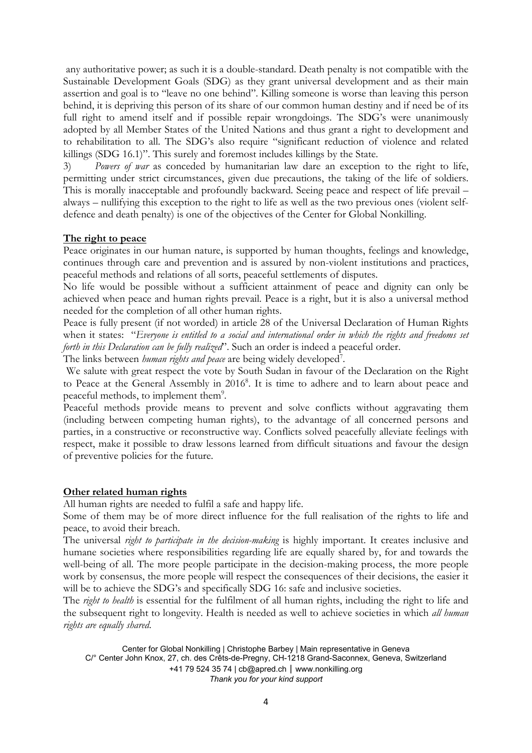any authoritative power; as such it is a double-standard. Death penalty is not compatible with the Sustainable Development Goals (SDG) as they grant universal development and as their main assertion and goal is to "leave no one behind". Killing someone is worse than leaving this person behind, it is depriving this person of its share of our common human destiny and if need be of its full right to amend itself and if possible repair wrongdoings. The SDG's were unanimously adopted by all Member States of the United Nations and thus grant a right to development and to rehabilitation to all. The SDG's also require "significant reduction of violence and related killings (SDG 16.1)". This surely and foremost includes killings by the State.

3) *Powers of war* as conceded by humanitarian law dare an exception to the right to life, permitting under strict circumstances, given due precautions, the taking of the life of soldiers. This is morally inacceptable and profoundly backward. Seeing peace and respect of life prevail – always – nullifying this exception to the right to life as well as the two previous ones (violent self-defence and death penalty) is one of the objectives of the Center for Global Nonkilling.

**The right to peace**

Peace originates in our human nature, is supported by human thoughts, feelings and knowledge, continues through care and prevention and is assured by non-violent institutions and practices, peaceful methods and relations of all sorts, peaceful settlements of disputes.

No life would be possible without a sufficient attainment of peace and dignity can only be achieved when peace and human rights prevail. Peace is a right, but it is also a universal method needed for the completion of all other human rights.

Peace is fully present (if not worded) in article 28 of the Universal Declaration of Human Rights when it states: "*Everyone is entitled to a social and international order in which the rights and freedoms set forth in this Declaration can be fully realized*". Such an order is indeed a peaceful order.

The links between *human rights and peace* are being widely developed[7].

We salute with great respect the vote by South Sudan in favour of the Declaration on the Right to Peace at the General Assembly in 2016[8]. It is time to adhere and to learn about peace and peaceful methods, to implement them[9].

Peaceful methods provide means to prevent and solve conflicts without aggravating them (including between competing human rights), to the advantage of all concerned persons and parties, in a constructive or reconstructive way. Conflicts solved peacefully alleviate feelings with respect, make it possible to draw lessons learned from difficult situations and favour the design of preventive policies for the future.

**Other related human rights**

All human rights are needed to fulfil a safe and happy life.

Some of them may be of more direct influence for the full realisation of the rights to life and peace, to avoid their breach.

The universal *right to participate in the decision-making* is highly important. It creates inclusive and humane societies where responsibilities regarding life are equally shared by, for and towards the well-being of all. The more people participate in the decision-making process, the more people work by consensus, the more people will respect the consequences of their decisions, the easier it will be to achieve the SDG's and specifically SDG 16: safe and inclusive societies.

The *right to health* is essential for the fulfilment of all human rights, including the right to life and the subsequent right to longevity. Health is needed as well to achieve societies in which *all human rights are equally shared*.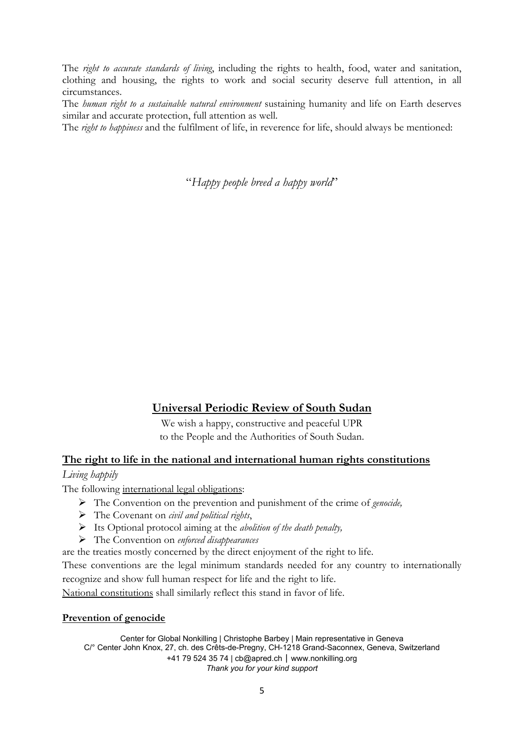The *right to accurate standards of living*, including the rights to health, food, water and sanitation, clothing and housing, the rights to work and social security deserve full attention, in all circumstances.

The *human right to a sustainable natural environment* sustaining humanity and life on Earth deserves similar and accurate protection, full attention as well.

The *right to happiness* and the fulfilment of life, in reverence for life, should always be mentioned:

"*Happy people breed a happy world*"

## **Universal Periodic Review of South Sudan**

We wish a happy, constructive and peaceful UPR
to the People and the Authorities of South Sudan.

### **The right to life in the national and international human rights constitutions**

*Living happily*

The following international legal obligations:

- The Convention on the prevention and punishment of the crime of *genocide,*
- The Covenant on *civil and political rights*,
- Its Optional protocol aiming at the *abolition of the death penalty,*
- The Convention on *enforced disappearances*

are the treaties mostly concerned by the direct enjoyment of the right to life.

These conventions are the legal minimum standards needed for any country to internationally recognize and show full human respect for life and the right to life.

National constitutions shall similarly reflect this stand in favor of life.

#### **Prevention of genocide**

Center for Global Nonkilling | Christophe Barbey | Main representative in Geneva
C/° Center John Knox, 27, ch. des Crêts-de-Pregny, CH-1218 Grand-Saconnex, Geneva, Switzerland
+41 79 524 35 74 | cb@apred.ch | www.nonkilling.org
*Thank you for your kind support*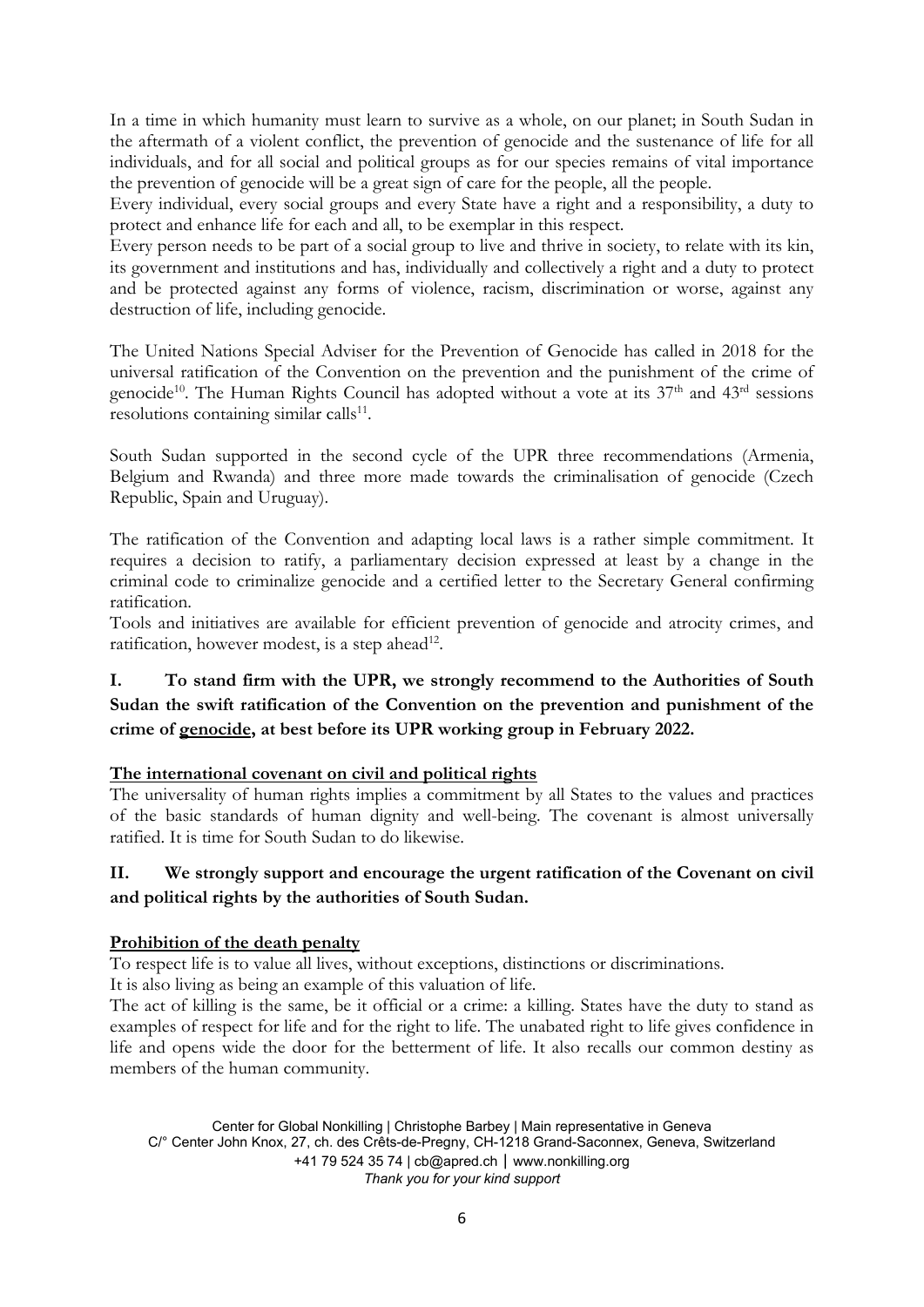In a time in which humanity must learn to survive as a whole, on our planet; in South Sudan in the aftermath of a violent conflict, the prevention of genocide and the sustenance of life for all individuals, and for all social and political groups as for our species remains of vital importance the prevention of genocide will be a great sign of care for the people, all the people.

Every individual, every social groups and every State have a right and a responsibility, a duty to protect and enhance life for each and all, to be exemplar in this respect.

Every person needs to be part of a social group to live and thrive in society, to relate with its kin, its government and institutions and has, individually and collectively a right and a duty to protect and be protected against any forms of violence, racism, discrimination or worse, against any destruction of life, including genocide.

The United Nations Special Adviser for the Prevention of Genocide has called in 2018 for the universal ratification of the Convention on the prevention and the punishment of the crime of genocide[10]. The Human Rights Council has adopted without a vote at its 37th and 43rd sessions resolutions containing similar calls[11].

South Sudan supported in the second cycle of the UPR three recommendations (Armenia, Belgium and Rwanda) and three more made towards the criminalisation of genocide (Czech Republic, Spain and Uruguay).

The ratification of the Convention and adapting local laws is a rather simple commitment. It requires a decision to ratify, a parliamentary decision expressed at least by a change in the criminal code to criminalize genocide and a certified letter to the Secretary General confirming ratification.

Tools and initiatives are available for efficient prevention of genocide and atrocity crimes, and ratification, however modest, is a step ahead[12].

**I. To stand firm with the UPR, we strongly recommend to the Authorities of South Sudan the swift ratification of the Convention on the prevention and punishment of the crime of genocide, at best before its UPR working group in February 2022.**

**The international covenant on civil and political rights**

The universality of human rights implies a commitment by all States to the values and practices of the basic standards of human dignity and well-being. The covenant is almost universally ratified. It is time for South Sudan to do likewise.

**II. We strongly support and encourage the urgent ratification of the Covenant on civil and political rights by the authorities of South Sudan.**

**Prohibition of the death penalty**

To respect life is to value all lives, without exceptions, distinctions or discriminations.

It is also living as being an example of this valuation of life.

The act of killing is the same, be it official or a crime: a killing. States have the duty to stand as examples of respect for life and for the right to life. The unabated right to life gives confidence in life and opens wide the door for the betterment of life. It also recalls our common destiny as members of the human community.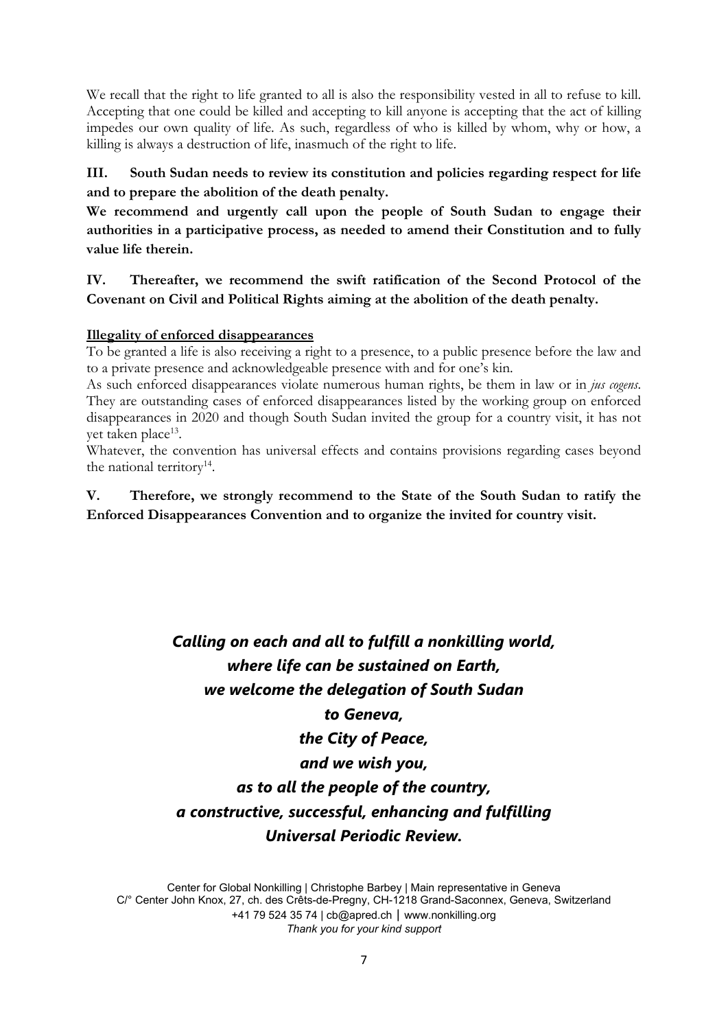We recall that the right to life granted to all is also the responsibility vested in all to refuse to kill. Accepting that one could be killed and accepting to kill anyone is accepting that the act of killing impedes our own quality of life. As such, regardless of who is killed by whom, why or how, a killing is always a destruction of life, inasmuch of the right to life.

**III. South Sudan needs to review its constitution and policies regarding respect for life and to prepare the abolition of the death penalty.**

**We recommend and urgently call upon the people of South Sudan to engage their authorities in a participative process, as needed to amend their Constitution and to fully value life therein.**

**IV. Thereafter, we recommend the swift ratification of the Second Protocol of the Covenant on Civil and Political Rights aiming at the abolition of the death penalty.**

**Illegality of enforced disappearances**

To be granted a life is also receiving a right to a presence, to a public presence before the law and to a private presence and acknowledgeable presence with and for one's kin.

As such enforced disappearances violate numerous human rights, be them in law or in *jus cogens*. They are outstanding cases of enforced disappearances listed by the working group on enforced disappearances in 2020 and though South Sudan invited the group for a country visit, it has not yet taken place[13].

Whatever, the convention has universal effects and contains provisions regarding cases beyond the national territory[14].

**V. Therefore, we strongly recommend to the State of the South Sudan to ratify the Enforced Disappearances Convention and to organize the invited for country visit.**

***Calling on each and all to fulfill a nonkilling world,***
***where life can be sustained on Earth,***
***we welcome the delegation of South Sudan***
***to Geneva,***
***the City of Peace,***
***and we wish you,***
***as to all the people of the country,***
***a constructive, successful, enhancing and fulfilling***
***Universal Periodic Review.***

Center for Global Nonkilling | Christophe Barbey | Main representative in Geneva
C/° Center John Knox, 27, ch. des Crêts-de-Pregny, CH-1218 Grand-Saconnex, Geneva, Switzerland
+41 79 524 35 74 | cb@apred.ch | www.nonkilling.org
*Thank you for your kind support*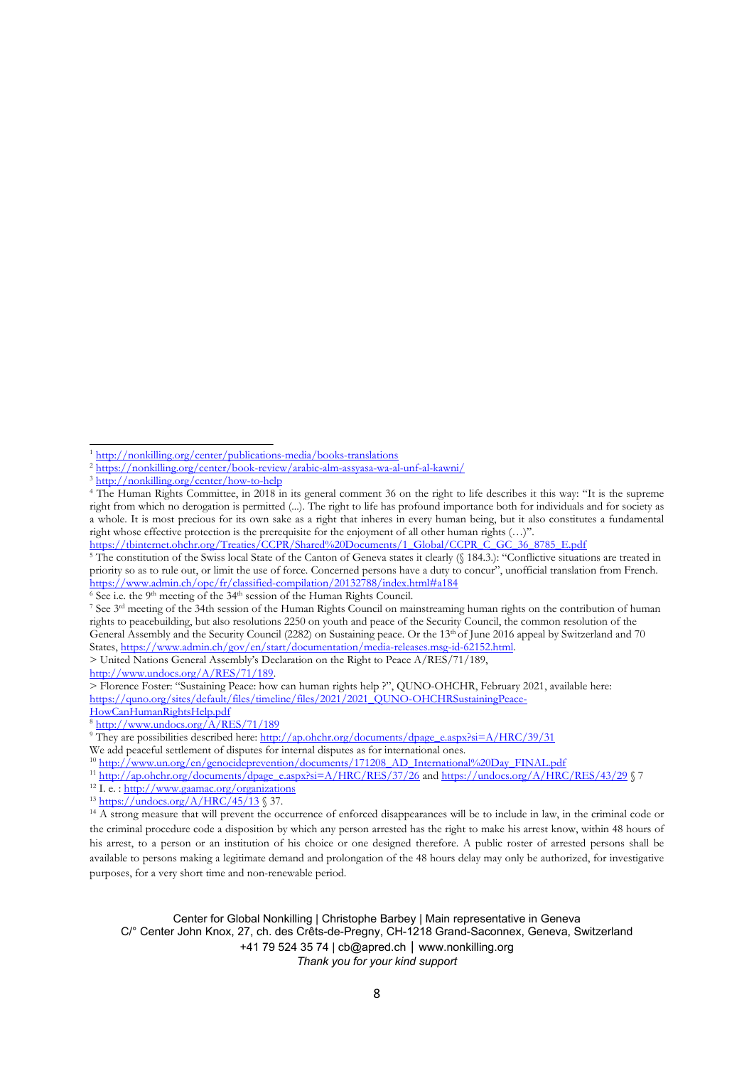[1] http://nonkilling.org/center/publications-media/books-translations

[2] https://nonkilling.org/center/book-review/arabic-alm-assyasa-wa-al-unf-al-kawni/

[3] http://nonkilling.org/center/how-to-help

[4] The Human Rights Committee, in 2018 in its general comment 36 on the right to life describes it this way: "It is the supreme right from which no derogation is permitted (...). The right to life has profound importance both for individuals and for society as a whole. It is most precious for its own sake as a right that inheres in every human being, but it also constitutes a fundamental right whose effective protection is the prerequisite for the enjoyment of all other human rights (…)". https://tbinternet.ohchr.org/Treaties/CCPR/Shared%20Documents/1_Global/CCPR_C_GC_36_8785_E.pdf

[5] The constitution of the Swiss local State of the Canton of Geneva states it clearly (§ 184.3.): "Conflictive situations are treated in priority so as to rule out, or limit the use of force. Concerned persons have a duty to concur", unofficial translation from French. https://www.admin.ch/opc/fr/classified-compilation/20132788/index.html#a184

[6] See i.e. the 9th meeting of the 34th session of the Human Rights Council.

[7] See 3rd meeting of the 34th session of the Human Rights Council on mainstreaming human rights on the contribution of human rights to peacebuilding, but also resolutions 2250 on youth and peace of the Security Council, the common resolution of the General Assembly and the Security Council (2282) on Sustaining peace. Or the 13th of June 2016 appeal by Switzerland and 70 States, https://www.admin.ch/gov/en/start/documentation/media-releases.msg-id-62152.html.
> United Nations General Assembly's Declaration on the Right to Peace A/RES/71/189, http://www.undocs.org/A/RES/71/189.
> Florence Foster: "Sustaining Peace: how can human rights help ?", QUNO-OHCHR, February 2021, available here: https://quno.org/sites/default/files/timeline/files/2021/2021_QUNO-OHCHRSustainingPeace-HowCanHumanRightsHelp.pdf

[8] http://www.undocs.org/A/RES/71/189

[9] They are possibilities described here: http://ap.ohchr.org/documents/dpage_e.aspx?si=A/HRC/39/31
We add peaceful settlement of disputes for internal disputes as for international ones.

[10] http://www.un.org/en/genocideprevention/documents/171208_AD_International%20Day_FINAL.pdf

[11] http://ap.ohchr.org/documents/dpage_e.aspx?si=A/HRC/RES/37/26 and https://undocs.org/A/HRC/RES/43/29 § 7

[12] I. e. : http://www.gaamac.org/organizations

[13] https://undocs.org/A/HRC/45/13 § 37.

[14] A strong measure that will prevent the occurrence of enforced disappearances will be to include in law, in the criminal code or the criminal procedure code a disposition by which any person arrested has the right to make his arrest know, within 48 hours of his arrest, to a person or an institution of his choice or one designed therefore. A public roster of arrested persons shall be available to persons making a legitimate demand and prolongation of the 48 hours delay may only be authorized, for investigative purposes, for a very short time and non-renewable period.

Center for Global Nonkilling | Christophe Barbey | Main representative in Geneva
C/° Center John Knox, 27, ch. des Crêts-de-Pregny, CH-1218 Grand-Saconnex, Geneva, Switzerland
+41 79 524 35 74 | cb@apred.ch | www.nonkilling.org
*Thank you for your kind support*